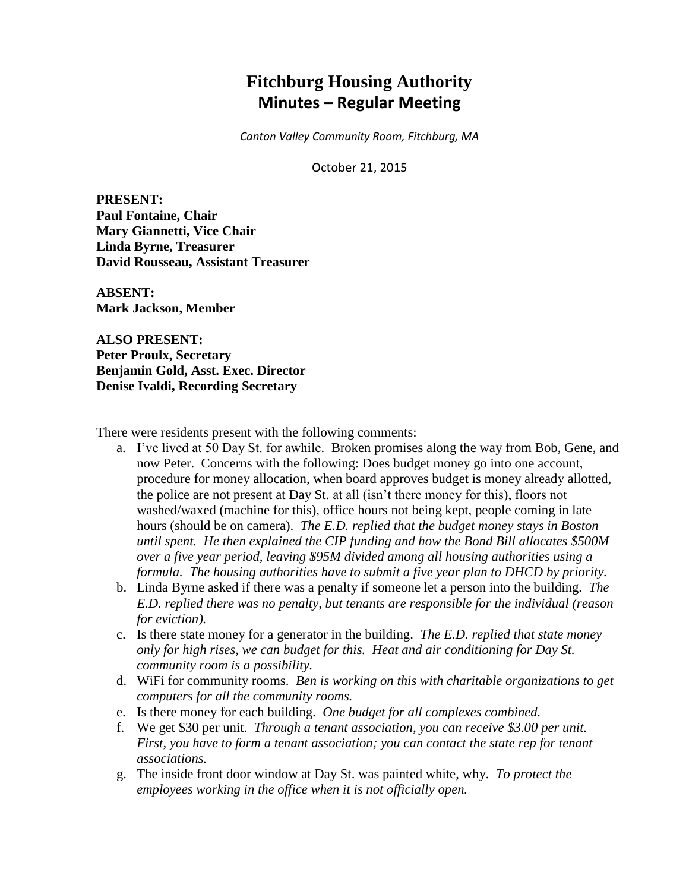# Fitchburg Housing Authority
## Minutes – Regular Meeting

*Canton Valley Community Room, Fitchburg, MA*

October 21, 2015

**PRESENT:**
**Paul Fontaine, Chair**
**Mary Giannetti, Vice Chair**
**Linda Byrne, Treasurer**
**David Rousseau, Assistant Treasurer**

**ABSENT:**
**Mark Jackson, Member**

**ALSO PRESENT:**
**Peter Proulx, Secretary**
**Benjamin Gold, Asst. Exec. Director**
**Denise Ivaldi, Recording Secretary**

There were residents present with the following comments:

a. I've lived at 50 Day St. for awhile. Broken promises along the way from Bob, Gene, and now Peter. Concerns with the following: Does budget money go into one account, procedure for money allocation, when board approves budget is money already allotted, the police are not present at Day St. at all (isn't there money for this), floors not washed/waxed (machine for this), office hours not being kept, people coming in late hours (should be on camera). *The E.D. replied that the budget money stays in Boston until spent. He then explained the CIP funding and how the Bond Bill allocates $500M over a five year period, leaving $95M divided among all housing authorities using a formula. The housing authorities have to submit a five year plan to DHCD by priority.*

b. Linda Byrne asked if there was a penalty if someone let a person into the building. *The E.D. replied there was no penalty, but tenants are responsible for the individual (reason for eviction).*

c. Is there state money for a generator in the building. *The E.D. replied that state money only for high rises, we can budget for this. Heat and air conditioning for Day St. community room is a possibility.*

d. WiFi for community rooms. *Ben is working on this with charitable organizations to get computers for all the community rooms.*

e. Is there money for each building. *One budget for all complexes combined.*

f. We get $30 per unit. *Through a tenant association, you can receive $3.00 per unit. First, you have to form a tenant association; you can contact the state rep for tenant associations.*

g. The inside front door window at Day St. was painted white, why. *To protect the employees working in the office when it is not officially open.*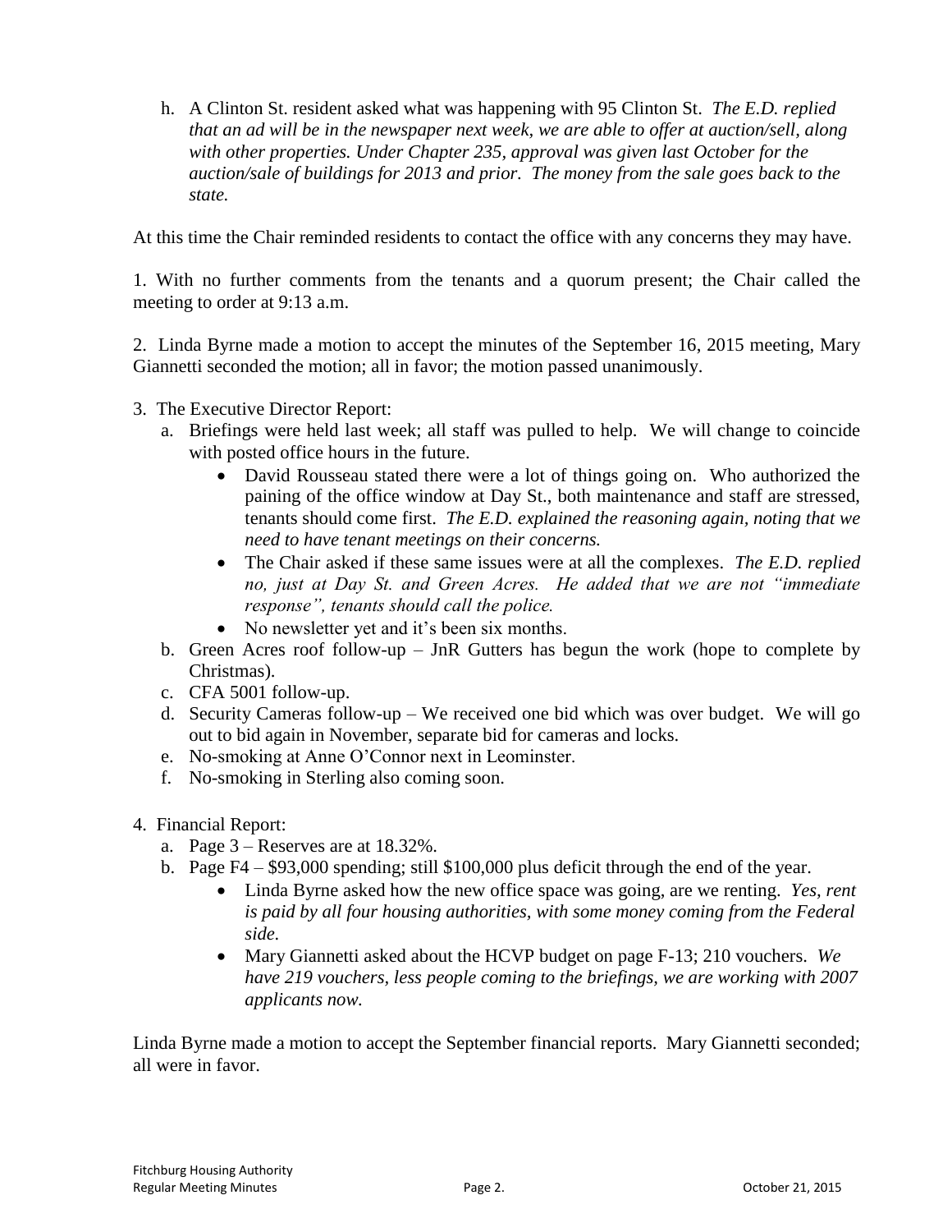h. A Clinton St. resident asked what was happening with 95 Clinton St. *The E.D. replied that an ad will be in the newspaper next week, we are able to offer at auction/sell, along with other properties. Under Chapter 235, approval was given last October for the auction/sale of buildings for 2013 and prior. The money from the sale goes back to the state.*

At this time the Chair reminded residents to contact the office with any concerns they may have.

1. With no further comments from the tenants and a quorum present; the Chair called the meeting to order at 9:13 a.m.

2. Linda Byrne made a motion to accept the minutes of the September 16, 2015 meeting, Mary Giannetti seconded the motion; all in favor; the motion passed unanimously.

3. The Executive Director Report:
   a. Briefings were held last week; all staff was pulled to help. We will change to coincide with posted office hours in the future.
      - David Rousseau stated there were a lot of things going on. Who authorized the paining of the office window at Day St., both maintenance and staff are stressed, tenants should come first. *The E.D. explained the reasoning again, noting that we need to have tenant meetings on their concerns.*
      - The Chair asked if these same issues were at all the complexes. *The E.D. replied no, just at Day St. and Green Acres. He added that we are not "immediate response", tenants should call the police.*
      - No newsletter yet and it's been six months.
   b. Green Acres roof follow-up – JnR Gutters has begun the work (hope to complete by Christmas).
   c. CFA 5001 follow-up.
   d. Security Cameras follow-up – We received one bid which was over budget. We will go out to bid again in November, separate bid for cameras and locks.
   e. No-smoking at Anne O'Connor next in Leominster.
   f. No-smoking in Sterling also coming soon.

4. Financial Report:
   a. Page 3 – Reserves are at 18.32%.
   b. Page F4 – $93,000 spending; still $100,000 plus deficit through the end of the year.
      - Linda Byrne asked how the new office space was going, are we renting. *Yes, rent is paid by all four housing authorities, with some money coming from the Federal side.*
      - Mary Giannetti asked about the HCVP budget on page F-13; 210 vouchers. *We have 219 vouchers, less people coming to the briefings, we are working with 2007 applicants now.*

Linda Byrne made a motion to accept the September financial reports. Mary Giannetti seconded; all were in favor.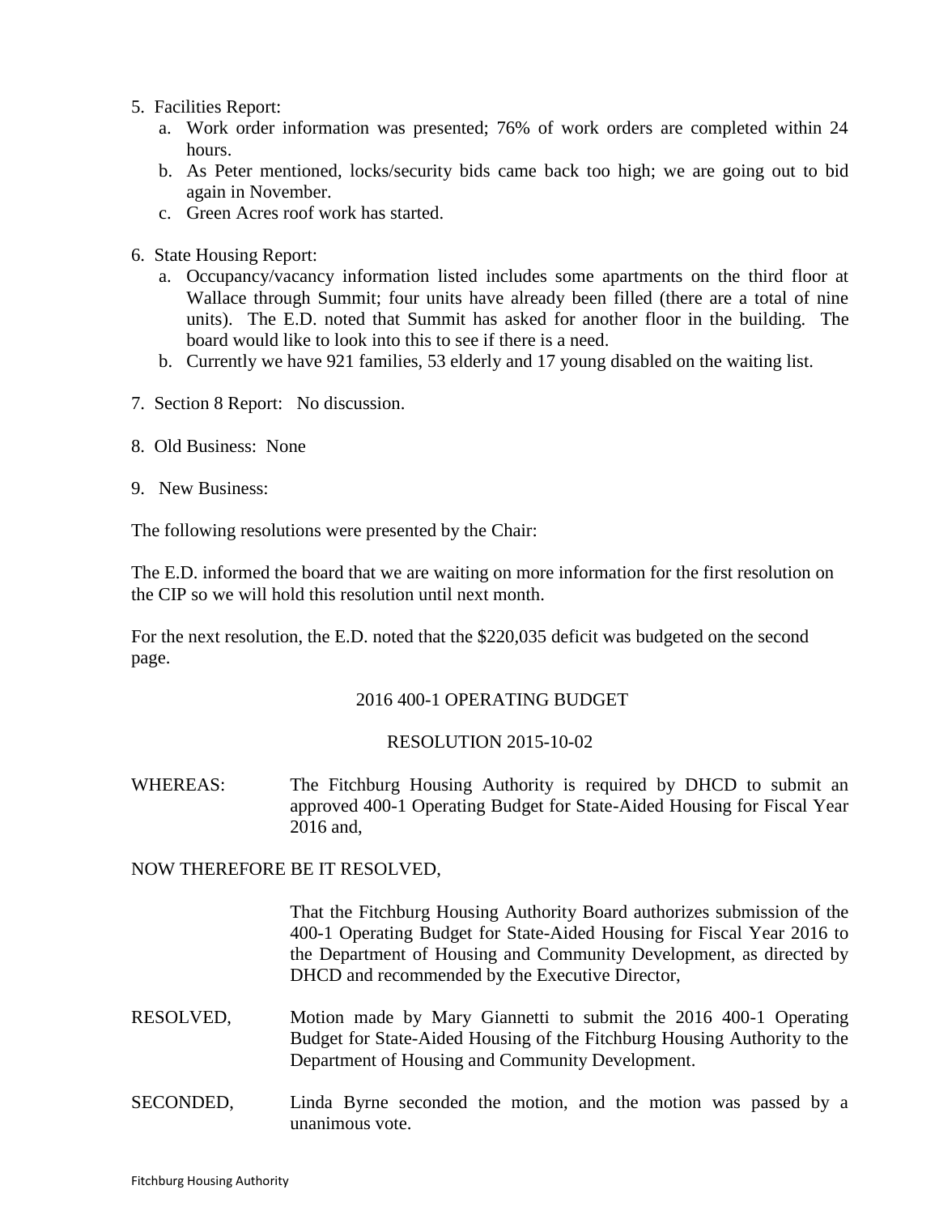5. Facilities Report:
   a. Work order information was presented; 76% of work orders are completed within 24 hours.
   b. As Peter mentioned, locks/security bids came back too high; we are going out to bid again in November.
   c. Green Acres roof work has started.

6. State Housing Report:
   a. Occupancy/vacancy information listed includes some apartments on the third floor at Wallace through Summit; four units have already been filled (there are a total of nine units). The E.D. noted that Summit has asked for another floor in the building. The board would like to look into this to see if there is a need.
   b. Currently we have 921 families, 53 elderly and 17 young disabled on the waiting list.

7. Section 8 Report: No discussion.

8. Old Business: None

9. New Business:

The following resolutions were presented by the Chair:

The E.D. informed the board that we are waiting on more information for the first resolution on the CIP so we will hold this resolution until next month.

For the next resolution, the E.D. noted that the $220,035 deficit was budgeted on the second page.

2016 400-1 OPERATING BUDGET

RESOLUTION 2015-10-02

WHEREAS: The Fitchburg Housing Authority is required by DHCD to submit an approved 400-1 Operating Budget for State-Aided Housing for Fiscal Year 2016 and,

NOW THEREFORE BE IT RESOLVED,

That the Fitchburg Housing Authority Board authorizes submission of the 400-1 Operating Budget for State-Aided Housing for Fiscal Year 2016 to the Department of Housing and Community Development, as directed by DHCD and recommended by the Executive Director,

RESOLVED, Motion made by Mary Giannetti to submit the 2016 400-1 Operating Budget for State-Aided Housing of the Fitchburg Housing Authority to the Department of Housing and Community Development.

SECONDED, Linda Byrne seconded the motion, and the motion was passed by a unanimous vote.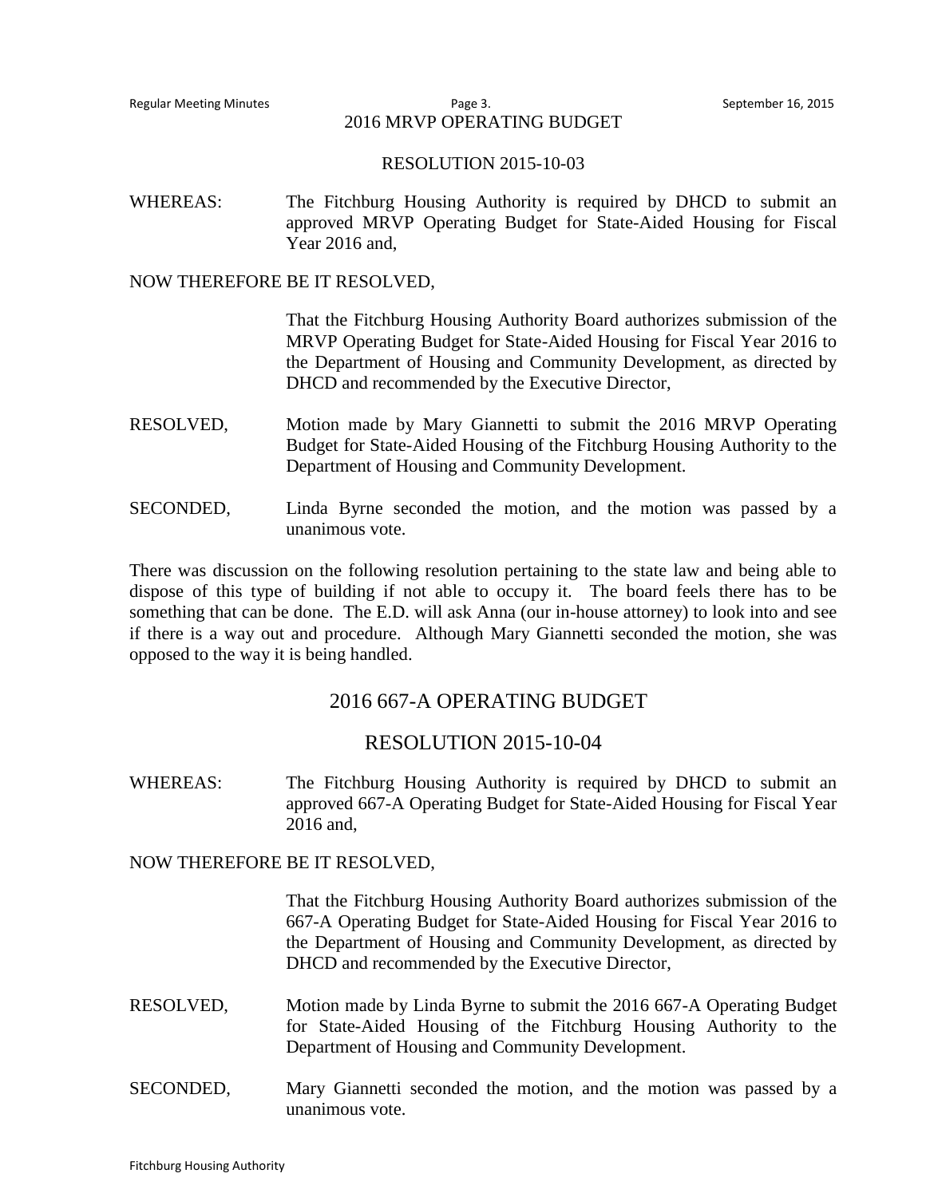## 2016 MRVP OPERATING BUDGET

### RESOLUTION 2015-10-03

WHEREAS: The Fitchburg Housing Authority is required by DHCD to submit an approved MRVP Operating Budget for State-Aided Housing for Fiscal Year 2016 and,

NOW THEREFORE BE IT RESOLVED,

That the Fitchburg Housing Authority Board authorizes submission of the MRVP Operating Budget for State-Aided Housing for Fiscal Year 2016 to the Department of Housing and Community Development, as directed by DHCD and recommended by the Executive Director,

RESOLVED, Motion made by Mary Giannetti to submit the 2016 MRVP Operating Budget for State-Aided Housing of the Fitchburg Housing Authority to the Department of Housing and Community Development.

SECONDED, Linda Byrne seconded the motion, and the motion was passed by a unanimous vote.

There was discussion on the following resolution pertaining to the state law and being able to dispose of this type of building if not able to occupy it. The board feels there has to be something that can be done. The E.D. will ask Anna (our in-house attorney) to look into and see if there is a way out and procedure. Although Mary Giannetti seconded the motion, she was opposed to the way it is being handled.

## 2016 667-A OPERATING BUDGET

### RESOLUTION 2015-10-04

WHEREAS: The Fitchburg Housing Authority is required by DHCD to submit an approved 667-A Operating Budget for State-Aided Housing for Fiscal Year 2016 and,

NOW THEREFORE BE IT RESOLVED,

That the Fitchburg Housing Authority Board authorizes submission of the 667-A Operating Budget for State-Aided Housing for Fiscal Year 2016 to the Department of Housing and Community Development, as directed by DHCD and recommended by the Executive Director,

RESOLVED, Motion made by Linda Byrne to submit the 2016 667-A Operating Budget for State-Aided Housing of the Fitchburg Housing Authority to the Department of Housing and Community Development.

SECONDED, Mary Giannetti seconded the motion, and the motion was passed by a unanimous vote.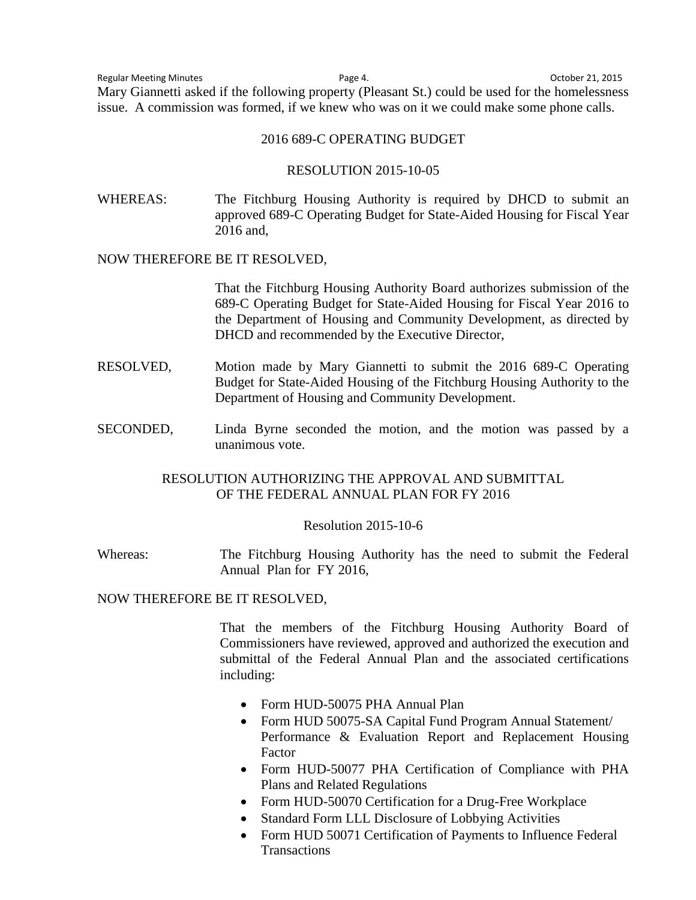Mary Giannetti asked if the following property (Pleasant St.) could be used for the homelessness issue. A commission was formed, if we knew who was on it we could make some phone calls.

## 2016 689-C OPERATING BUDGET

### RESOLUTION 2015-10-05

WHEREAS: The Fitchburg Housing Authority is required by DHCD to submit an approved 689-C Operating Budget for State-Aided Housing for Fiscal Year 2016 and,

NOW THEREFORE BE IT RESOLVED,

That the Fitchburg Housing Authority Board authorizes submission of the 689-C Operating Budget for State-Aided Housing for Fiscal Year 2016 to the Department of Housing and Community Development, as directed by DHCD and recommended by the Executive Director,

RESOLVED, Motion made by Mary Giannetti to submit the 2016 689-C Operating Budget for State-Aided Housing of the Fitchburg Housing Authority to the Department of Housing and Community Development.

SECONDED, Linda Byrne seconded the motion, and the motion was passed by a unanimous vote.

## RESOLUTION AUTHORIZING THE APPROVAL AND SUBMITTAL OF THE FEDERAL ANNUAL PLAN FOR FY 2016

### Resolution 2015-10-6

Whereas: The Fitchburg Housing Authority has the need to submit the Federal Annual Plan for FY 2016,

NOW THEREFORE BE IT RESOLVED,

That the members of the Fitchburg Housing Authority Board of Commissioners have reviewed, approved and authorized the execution and submittal of the Federal Annual Plan and the associated certifications including:

- Form HUD-50075 PHA Annual Plan
- Form HUD 50075-SA Capital Fund Program Annual Statement/ Performance & Evaluation Report and Replacement Housing Factor
- Form HUD-50077 PHA Certification of Compliance with PHA Plans and Related Regulations
- Form HUD-50070 Certification for a Drug-Free Workplace
- Standard Form LLL Disclosure of Lobbying Activities
- Form HUD 50071 Certification of Payments to Influence Federal Transactions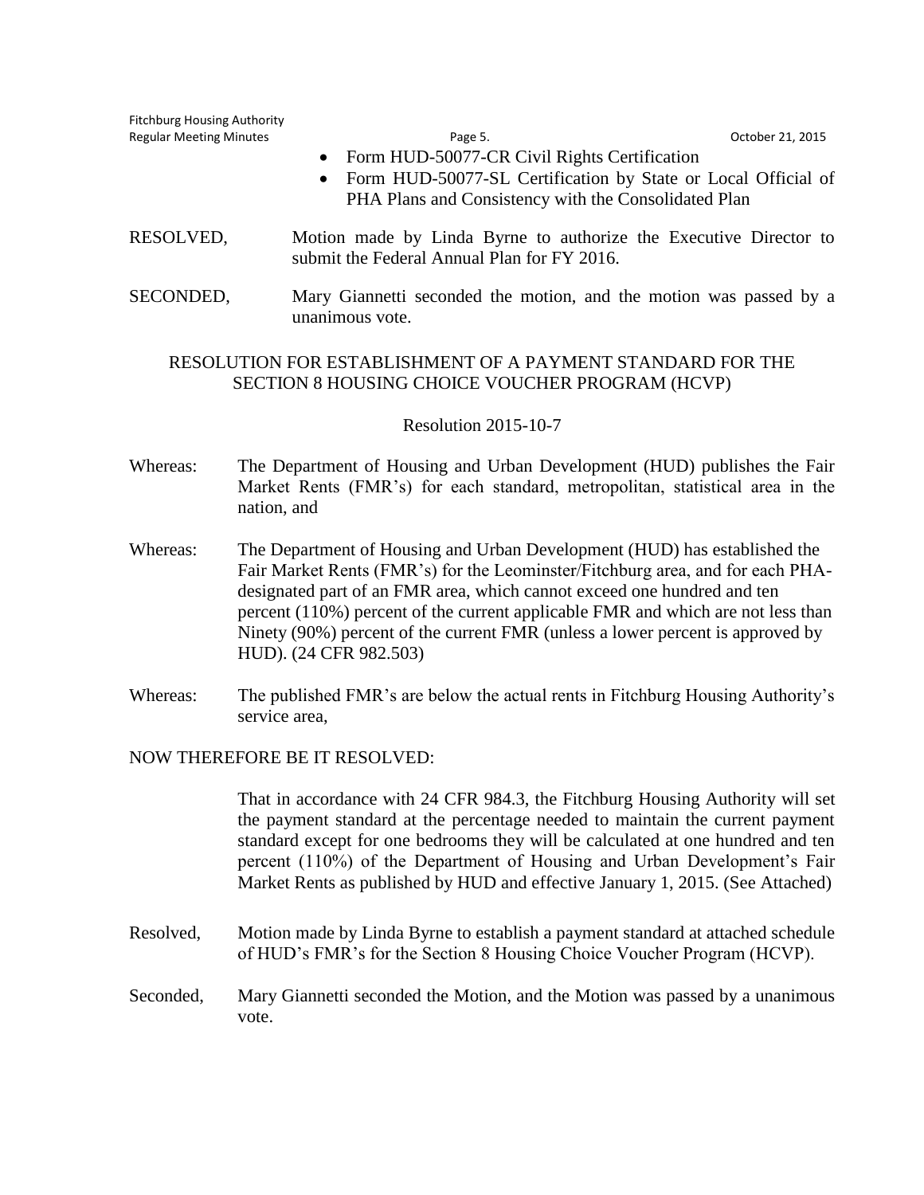- Form HUD-50077-CR Civil Rights Certification
- Form HUD-50077-SL Certification by State or Local Official of PHA Plans and Consistency with the Consolidated Plan

RESOLVED, Motion made by Linda Byrne to authorize the Executive Director to submit the Federal Annual Plan for FY 2016.

SECONDED, Mary Giannetti seconded the motion, and the motion was passed by a unanimous vote.

RESOLUTION FOR ESTABLISHMENT OF A PAYMENT STANDARD FOR THE SECTION 8 HOUSING CHOICE VOUCHER PROGRAM (HCVP)

Resolution 2015-10-7

Whereas: The Department of Housing and Urban Development (HUD) publishes the Fair Market Rents (FMR's) for each standard, metropolitan, statistical area in the nation, and

Whereas: The Department of Housing and Urban Development (HUD) has established the Fair Market Rents (FMR's) for the Leominster/Fitchburg area, and for each PHA-designated part of an FMR area, which cannot exceed one hundred and ten percent (110%) percent of the current applicable FMR and which are not less than Ninety (90%) percent of the current FMR (unless a lower percent is approved by HUD). (24 CFR 982.503)

Whereas: The published FMR's are below the actual rents in Fitchburg Housing Authority's service area,

NOW THEREFORE BE IT RESOLVED:

That in accordance with 24 CFR 984.3, the Fitchburg Housing Authority will set the payment standard at the percentage needed to maintain the current payment standard except for one bedrooms they will be calculated at one hundred and ten percent (110%) of the Department of Housing and Urban Development's Fair Market Rents as published by HUD and effective January 1, 2015. (See Attached)

Resolved, Motion made by Linda Byrne to establish a payment standard at attached schedule of HUD's FMR's for the Section 8 Housing Choice Voucher Program (HCVP).

Seconded, Mary Giannetti seconded the Motion, and the Motion was passed by a unanimous vote.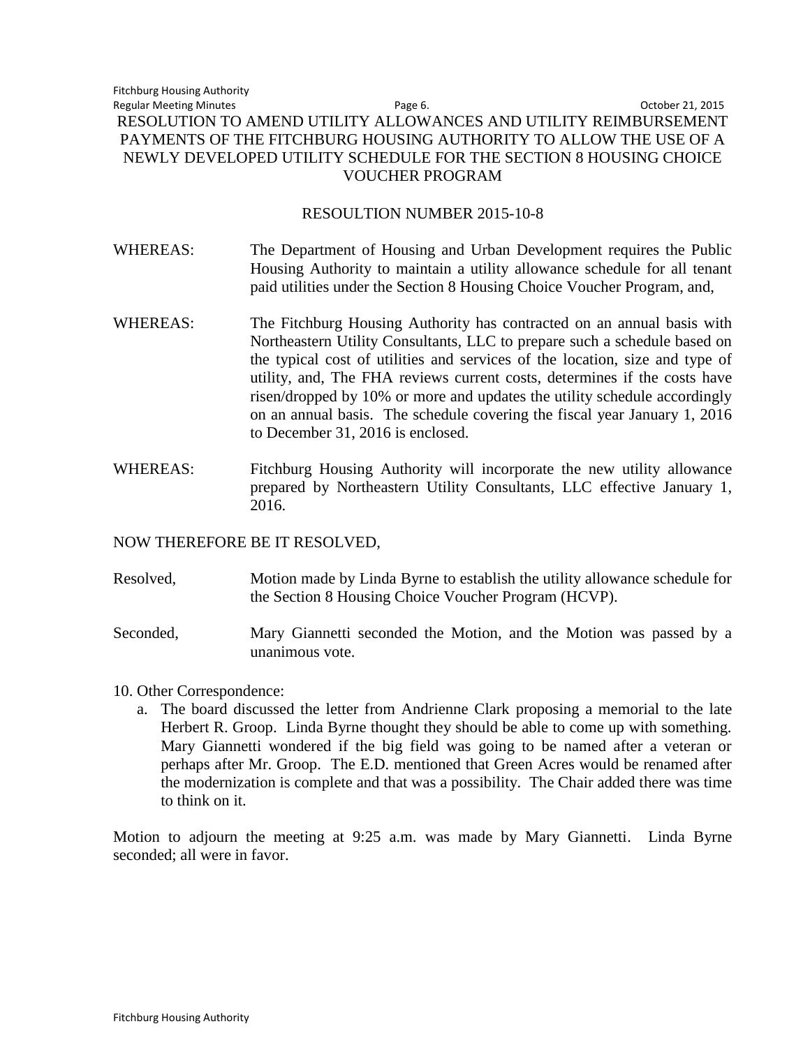RESOLUTION TO AMEND UTILITY ALLOWANCES AND UTILITY REIMBURSEMENT PAYMENTS OF THE FITCHBURG HOUSING AUTHORITY TO ALLOW THE USE OF A NEWLY DEVELOPED UTILITY SCHEDULE FOR THE SECTION 8 HOUSING CHOICE VOUCHER PROGRAM

RESOULTION NUMBER 2015-10-8

WHEREAS: The Department of Housing and Urban Development requires the Public Housing Authority to maintain a utility allowance schedule for all tenant paid utilities under the Section 8 Housing Choice Voucher Program, and,

WHEREAS: The Fitchburg Housing Authority has contracted on an annual basis with Northeastern Utility Consultants, LLC to prepare such a schedule based on the typical cost of utilities and services of the location, size and type of utility, and, The FHA reviews current costs, determines if the costs have risen/dropped by 10% or more and updates the utility schedule accordingly on an annual basis. The schedule covering the fiscal year January 1, 2016 to December 31, 2016 is enclosed.

WHEREAS: Fitchburg Housing Authority will incorporate the new utility allowance prepared by Northeastern Utility Consultants, LLC effective January 1, 2016.

NOW THEREFORE BE IT RESOLVED,

Resolved, Motion made by Linda Byrne to establish the utility allowance schedule for the Section 8 Housing Choice Voucher Program (HCVP).

Seconded, Mary Giannetti seconded the Motion, and the Motion was passed by a unanimous vote.

10. Other Correspondence:
   a. The board discussed the letter from Andrienne Clark proposing a memorial to the late Herbert R. Groop. Linda Byrne thought they should be able to come up with something. Mary Giannetti wondered if the big field was going to be named after a veteran or perhaps after Mr. Groop. The E.D. mentioned that Green Acres would be renamed after the modernization is complete and that was a possibility. The Chair added there was time to think on it.

Motion to adjourn the meeting at 9:25 a.m. was made by Mary Giannetti. Linda Byrne seconded; all were in favor.